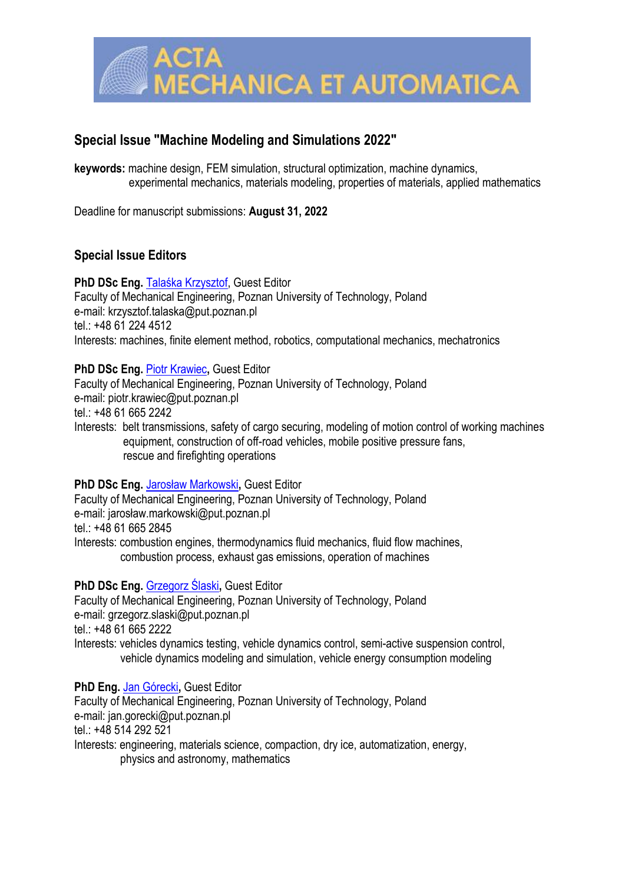# ACTA MECHANICA ET AUTOMATICA

## Special Issue "Machine Modeling and Simulations 2022"

**keywords:** machine design, FEM simulation, structural optimization, machine dynamics, experimental mechanics, materials modeling, properties of materials, applied mathematics

Deadline for manuscript submissions: **August 31, 2022**

### Special Issue Editors

**PhD DSc Eng.** Talaśka Krzysztof, Guest Editor
Faculty of Mechanical Engineering, Poznan University of Technology, Poland
e-mail: krzysztof.talaska@put.poznan.pl
tel.: +48 61 224 4512
Interests: machines, finite element method, robotics, computational mechanics, mechatronics

**PhD DSc Eng.** Piotr Krawiec**,** Guest Editor
Faculty of Mechanical Engineering, Poznan University of Technology, Poland
e-mail: piotr.krawiec@put.poznan.pl
tel.: +48 61 665 2242
Interests: belt transmissions, safety of cargo securing, modeling of motion control of working machines equipment, construction of off-road vehicles, mobile positive pressure fans, rescue and firefighting operations

**PhD DSc Eng.** Jarosław Markowski**,** Guest Editor
Faculty of Mechanical Engineering, Poznan University of Technology, Poland
e-mail: jarosław.markowski@put.poznan.pl
tel.: +48 61 665 2845
Interests: combustion engines, thermodynamics fluid mechanics, fluid flow machines, combustion process, exhaust gas emissions, operation of machines

**PhD DSc Eng.** Grzegorz Ślaski**,** Guest Editor
Faculty of Mechanical Engineering, Poznan University of Technology, Poland
e-mail: grzegorz.slaski@put.poznan.pl
tel.: +48 61 665 2222
Interests: vehicles dynamics testing, vehicle dynamics control, semi-active suspension control, vehicle dynamics modeling and simulation, vehicle energy consumption modeling

**PhD Eng.** Jan Górecki**,** Guest Editor
Faculty of Mechanical Engineering, Poznan University of Technology, Poland
e-mail: jan.gorecki@put.poznan.pl
tel.: +48 514 292 521
Interests: engineering, materials science, compaction, dry ice, automatization, energy, physics and astronomy, mathematics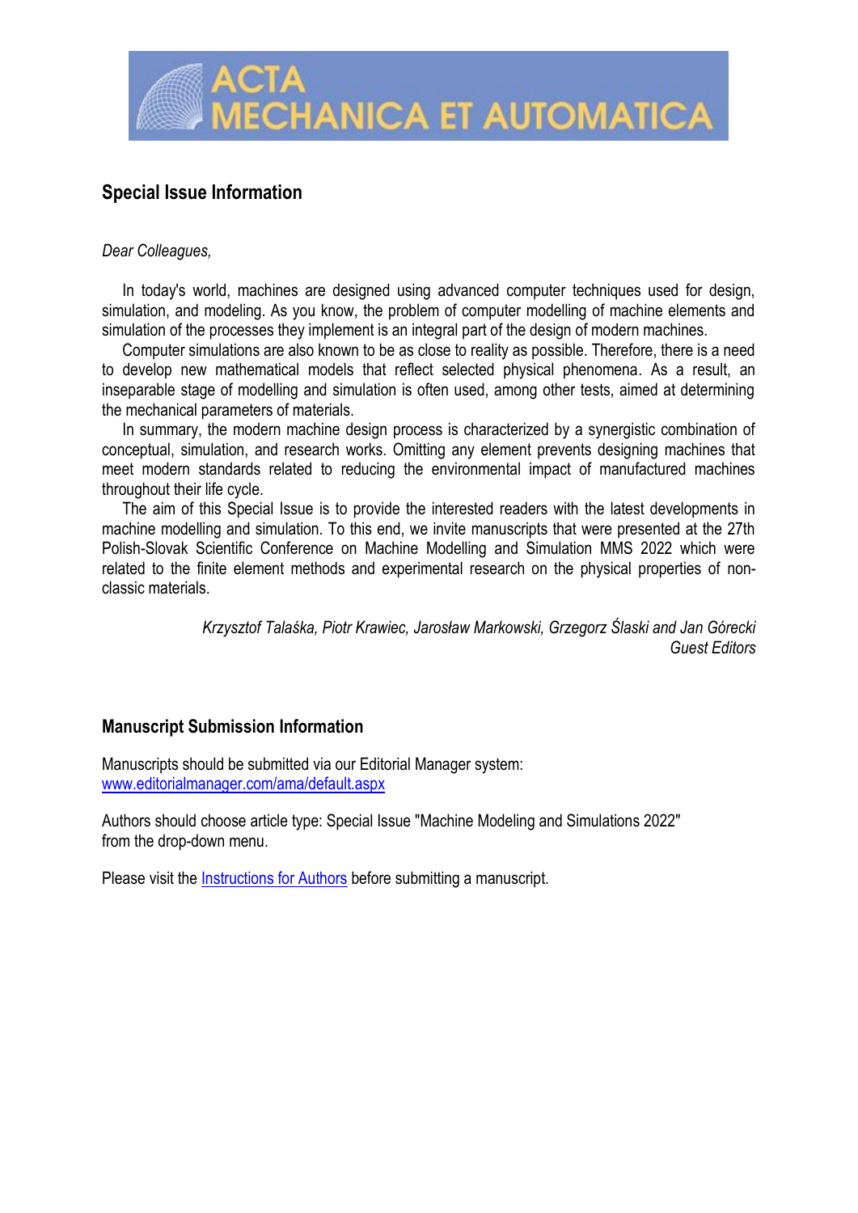# ACTA MECHANICA ET AUTOMATICA

## Special Issue Information

*Dear Colleagues,*

In today's world, machines are designed using advanced computer techniques used for design, simulation, and modeling. As you know, the problem of computer modelling of machine elements and simulation of the processes they implement is an integral part of the design of modern machines.

Computer simulations are also known to be as close to reality as possible. Therefore, there is a need to develop new mathematical models that reflect selected physical phenomena. As a result, an inseparable stage of modelling and simulation is often used, among other tests, aimed at determining the mechanical parameters of materials.

In summary, the modern machine design process is characterized by a synergistic combination of conceptual, simulation, and research works. Omitting any element prevents designing machines that meet modern standards related to reducing the environmental impact of manufactured machines throughout their life cycle.

The aim of this Special Issue is to provide the interested readers with the latest developments in machine modelling and simulation. To this end, we invite manuscripts that were presented at the 27th Polish-Slovak Scientific Conference on Machine Modelling and Simulation MMS 2022 which were related to the finite element methods and experimental research on the physical properties of non-classic materials.

*Krzysztof Talaśka, Piotr Krawiec, Jarosław Markowski, Grzegorz Ślaski and Jan Górecki*
*Guest Editors*

## Manuscript Submission Information

Manuscripts should be submitted via our Editorial Manager system:
[www.editorialmanager.com/ama/default.aspx](www.editorialmanager.com/ama/default.aspx)

Authors should choose article type: Special Issue "Machine Modeling and Simulations 2022" from the drop-down menu.

Please visit the Instructions for Authors before submitting a manuscript.